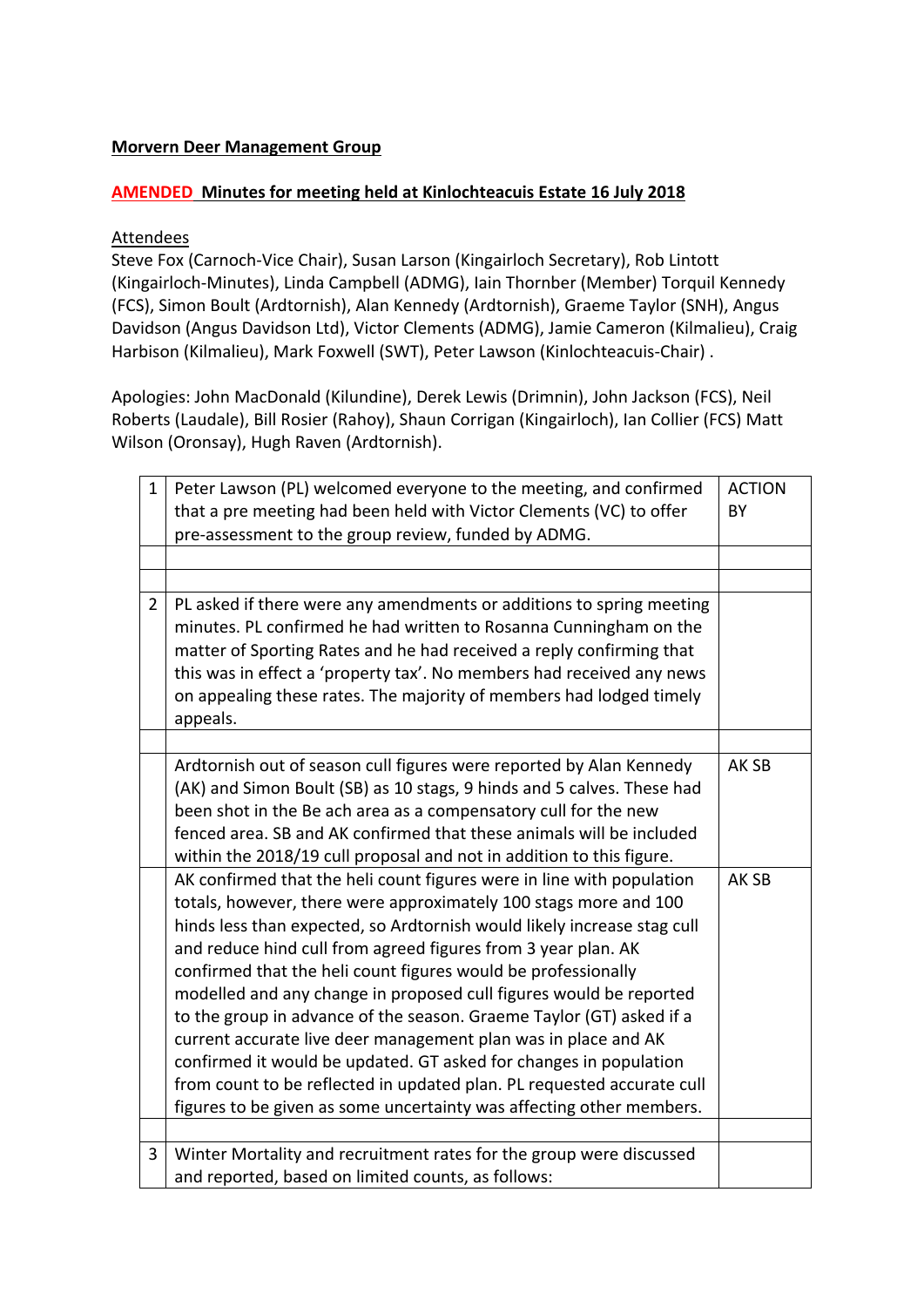**Morvern Deer Management Group**

**AMENDED Minutes for meeting held at Kinlochteacuis Estate 16 July 2018**

Attendees
Steve Fox (Carnoch-Vice Chair), Susan Larson (Kingairloch Secretary), Rob Lintott (Kingairloch-Minutes), Linda Campbell (ADMG), Iain Thornber (Member) Torquil Kennedy (FCS), Simon Boult (Ardtornish), Alan Kennedy (Ardtornish), Graeme Taylor (SNH), Angus Davidson (Angus Davidson Ltd), Victor Clements (ADMG), Jamie Cameron (Kilmalieu), Craig Harbison (Kilmalieu), Mark Foxwell (SWT), Peter Lawson (Kinlochteacuis-Chair) .

Apologies: John MacDonald (Kilundine), Derek Lewis (Drimnin), John Jackson (FCS), Neil Roberts (Laudale), Bill Rosier (Rahoy), Shaun Corrigan (Kingairloch), Ian Collier (FCS) Matt Wilson (Oronsay), Hugh Raven (Ardtornish).

| | | |
|---|---|---|
| 1 | Peter Lawson (PL) welcomed everyone to the meeting, and confirmed that a pre meeting had been held with Victor Clements (VC) to offer pre-assessment to the group review, funded by ADMG. | ACTION BY |
| | | |
| | | |
| 2 | PL asked if there were any amendments or additions to spring meeting minutes. PL confirmed he had written to Rosanna Cunningham on the matter of Sporting Rates and he had received a reply confirming that this was in effect a 'property tax'. No members had received any news on appealing these rates. The majority of members had lodged timely appeals. | |
| | | |
| | Ardtornish out of season cull figures were reported by Alan Kennedy (AK) and Simon Boult (SB) as 10 stags, 9 hinds and 5 calves. These had been shot in the Be ach area as a compensatory cull for the new fenced area. SB and AK confirmed that these animals will be included within the 2018/19 cull proposal and not in addition to this figure. | AK SB |
| | AK confirmed that the heli count figures were in line with population totals, however, there were approximately 100 stags more and 100 hinds less than expected, so Ardtornish would likely increase stag cull and reduce hind cull from agreed figures from 3 year plan. AK confirmed that the heli count figures would be professionally modelled and any change in proposed cull figures would be reported to the group in advance of the season. Graeme Taylor (GT) asked if a current accurate live deer management plan was in place and AK confirmed it would be updated. GT asked for changes in population from count to be reflected in updated plan. PL requested accurate cull figures to be given as some uncertainty was affecting other members. | AK SB |
| | | |
| 3 | Winter Mortality and recruitment rates for the group were discussed and reported, based on limited counts, as follows: | |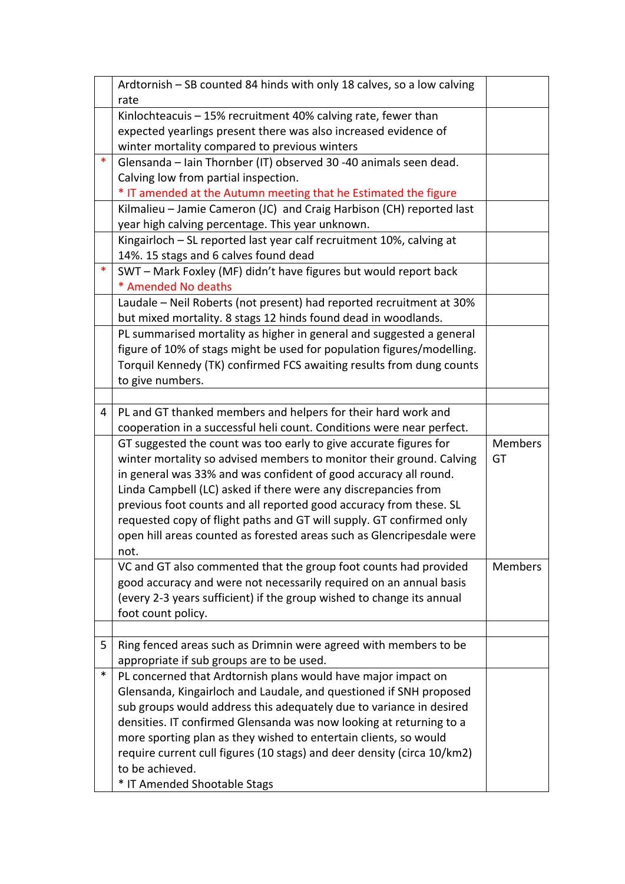|  |  |  |
|---|---|---|
|  | Ardtornish – SB counted 84 hinds with only 18 calves, so a low calving rate |  |
|  | Kinlochteacuis – 15% recruitment 40% calving rate, fewer than expected yearlings present there was also increased evidence of winter mortality compared to previous winters |  |
| * | Glensanda – Iain Thornber (IT) observed 30 -40 animals seen dead. Calving low from partial inspection.<br>* IT amended at the Autumn meeting that he Estimated the figure |  |
|  | Kilmalieu – Jamie Cameron (JC) and Craig Harbison (CH) reported last year high calving percentage. This year unknown. |  |
|  | Kingairloch – SL reported last year calf recruitment 10%, calving at 14%. 15 stags and 6 calves found dead |  |
| * | SWT – Mark Foxley (MF) didn't have figures but would report back<br>* Amended No deaths |  |
|  | Laudale – Neil Roberts (not present) had reported recruitment at 30% but mixed mortality. 8 stags 12 hinds found dead in woodlands. |  |
|  | PL summarised mortality as higher in general and suggested a general figure of 10% of stags might be used for population figures/modelling. Torquil Kennedy (TK) confirmed FCS awaiting results from dung counts to give numbers. |  |
|  |  |  |
| 4 | PL and GT thanked members and helpers for their hard work and cooperation in a successful heli count. Conditions were near perfect. |  |
|  | GT suggested the count was too early to give accurate figures for winter mortality so advised members to monitor their ground. Calving in general was 33% and was confident of good accuracy all round. Linda Campbell (LC) asked if there were any discrepancies from previous foot counts and all reported good accuracy from these. SL requested copy of flight paths and GT will supply. GT confirmed only open hill areas counted as forested areas such as Glencripesdale were not. | Members<br>GT |
|  | VC and GT also commented that the group foot counts had provided good accuracy and were not necessarily required on an annual basis (every 2-3 years sufficient) if the group wished to change its annual foot count policy. | Members |
|  |  |  |
| 5 | Ring fenced areas such as Drimnin were agreed with members to be appropriate if sub groups are to be used. |  |
| * | PL concerned that Ardtornish plans would have major impact on Glensanda, Kingairloch and Laudale, and questioned if SNH proposed sub groups would address this adequately due to variance in desired densities. IT confirmed Glensanda was now looking at returning to a more sporting plan as they wished to entertain clients, so would require current cull figures (10 stags) and deer density (circa 10/km2) to be achieved.<br>* IT Amended Shootable Stags |  |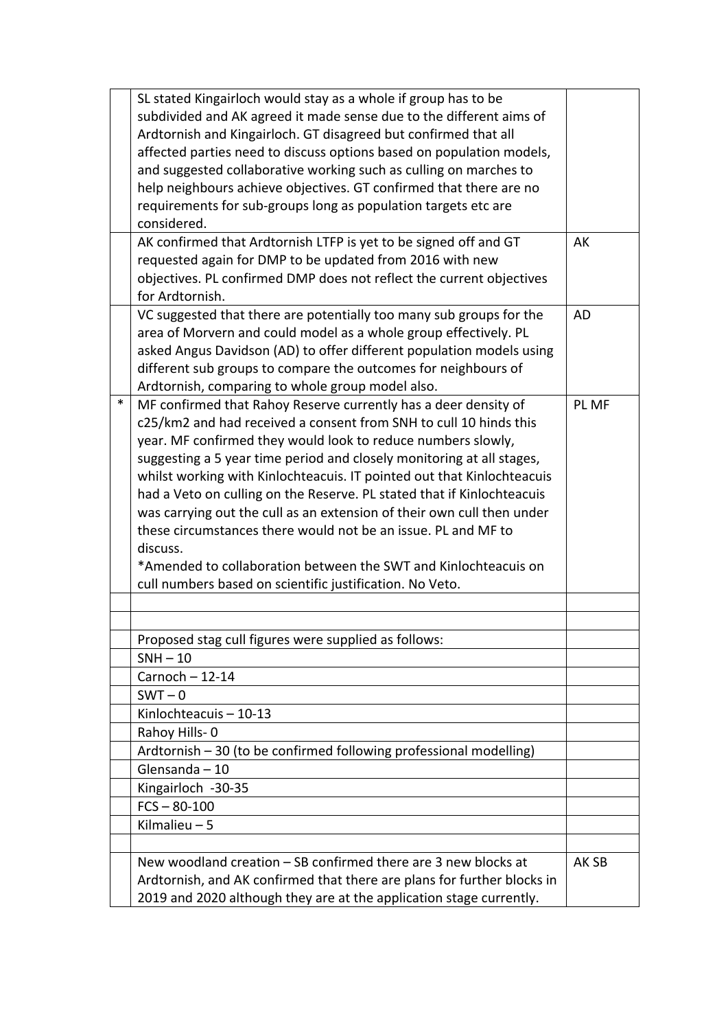| | | |
|---|---|---|
| | SL stated Kingairloch would stay as a whole if group has to be subdivided and AK agreed it made sense due to the different aims of Ardtornish and Kingairloch. GT disagreed but confirmed that all affected parties need to discuss options based on population models, and suggested collaborative working such as culling on marches to help neighbours achieve objectives. GT confirmed that there are no requirements for sub-groups long as population targets etc are considered. | |
| | AK confirmed that Ardtornish LTFP is yet to be signed off and GT requested again for DMP to be updated from 2016 with new objectives. PL confirmed DMP does not reflect the current objectives for Ardtornish. | AK |
| | VC suggested that there are potentially too many sub groups for the area of Morvern and could model as a whole group effectively. PL asked Angus Davidson (AD) to offer different population models using different sub groups to compare the outcomes for neighbours of Ardtornish, comparing to whole group model also. | AD |
| * | MF confirmed that Rahoy Reserve currently has a deer density of c25/km2 and had received a consent from SNH to cull 10 hinds this year. MF confirmed they would look to reduce numbers slowly, suggesting a 5 year time period and closely monitoring at all stages, whilst working with Kinlochteacuis. IT pointed out that Kinlochteacuis had a Veto on culling on the Reserve. PL stated that if Kinlochteacuis was carrying out the cull as an extension of their own cull then under these circumstances there would not be an issue. PL and MF to discuss.<br>*Amended to collaboration between the SWT and Kinlochteacuis on cull numbers based on scientific justification. No Veto. | PL MF |
| | | |
| | | |
| | Proposed stag cull figures were supplied as follows: | |
| | SNH – 10 | |
| | Carnoch – 12-14 | |
| | SWT – 0 | |
| | Kinlochteacuis – 10-13 | |
| | Rahoy Hills- 0 | |
| | Ardtornish – 30 (to be confirmed following professional modelling) | |
| | Glensanda – 10 | |
| | Kingairloch -30-35 | |
| | FCS – 80-100 | |
| | Kilmalieu – 5 | |
| | | |
| | New woodland creation – SB confirmed there are 3 new blocks at Ardtornish, and AK confirmed that there are plans for further blocks in 2019 and 2020 although they are at the application stage currently. | AK SB |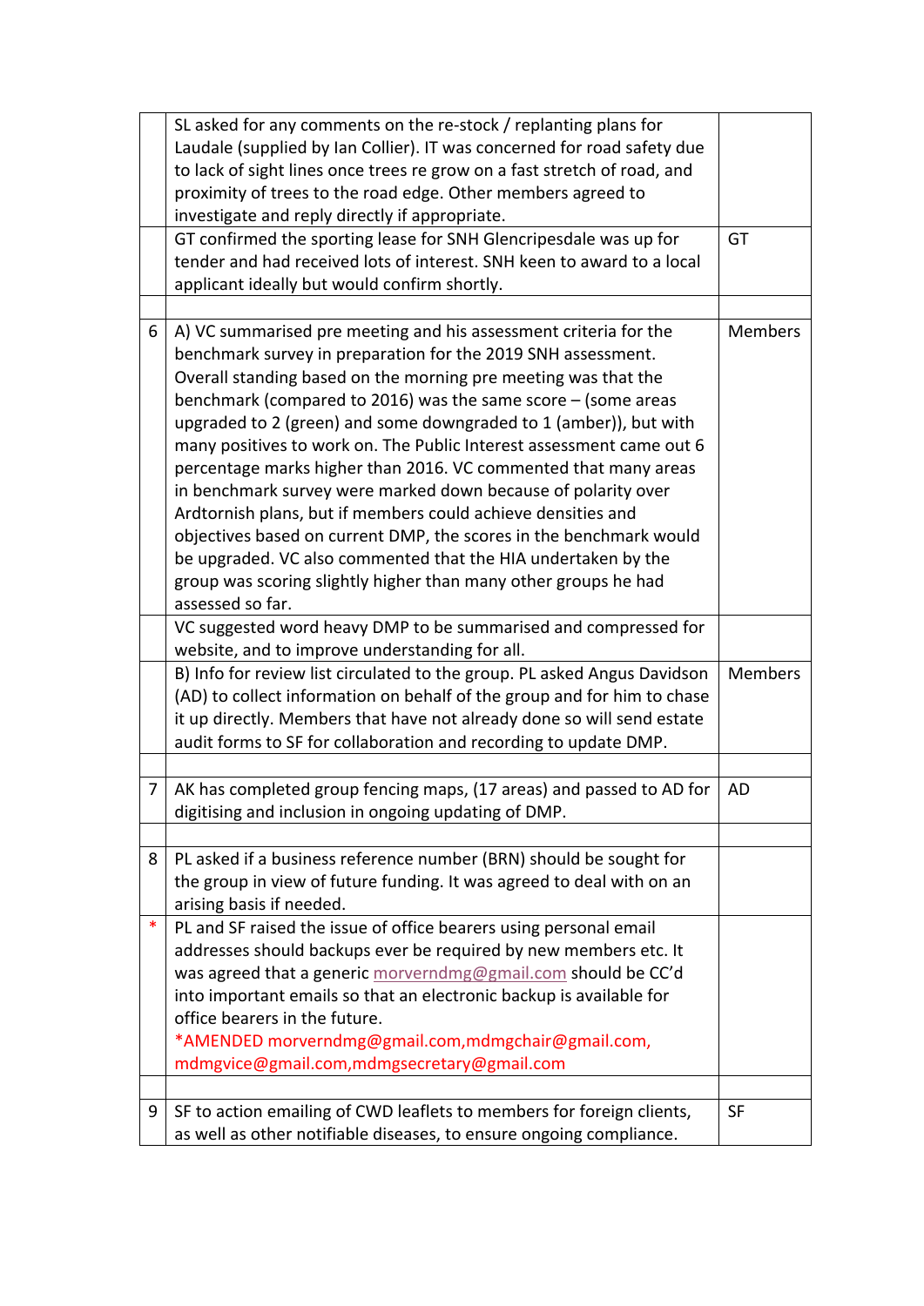| | | |
|---|---|---|
| | SL asked for any comments on the re-stock / replanting plans for Laudale (supplied by Ian Collier). IT was concerned for road safety due to lack of sight lines once trees re grow on a fast stretch of road, and proximity of trees to the road edge. Other members agreed to investigate and reply directly if appropriate. | |
| | GT confirmed the sporting lease for SNH Glencripesdale was up for tender and had received lots of interest. SNH keen to award to a local applicant ideally but would confirm shortly. | GT |
| | | |
| 6 | A) VC summarised pre meeting and his assessment criteria for the benchmark survey in preparation for the 2019 SNH assessment. Overall standing based on the morning pre meeting was that the benchmark (compared to 2016) was the same score – (some areas upgraded to 2 (green) and some downgraded to 1 (amber)), but with many positives to work on. The Public Interest assessment came out 6 percentage marks higher than 2016. VC commented that many areas in benchmark survey were marked down because of polarity over Ardtornish plans, but if members could achieve densities and objectives based on current DMP, the scores in the benchmark would be upgraded. VC also commented that the HIA undertaken by the group was scoring slightly higher than many other groups he had assessed so far. | Members |
| | VC suggested word heavy DMP to be summarised and compressed for website, and to improve understanding for all. | |
| | B) Info for review list circulated to the group. PL asked Angus Davidson (AD) to collect information on behalf of the group and for him to chase it up directly. Members that have not already done so will send estate audit forms to SF for collaboration and recording to update DMP. | Members |
| | | |
| 7 | AK has completed group fencing maps, (17 areas) and passed to AD for digitising and inclusion in ongoing updating of DMP. | AD |
| | | |
| 8 | PL asked if a business reference number (BRN) should be sought for the group in view of future funding. It was agreed to deal with on an arising basis if needed. | |
| * | PL and SF raised the issue of office bearers using personal email addresses should backups ever be required by new members etc. It was agreed that a generic morverndmg@gmail.com should be CC'd into important emails so that an electronic backup is available for office bearers in the future. *AMENDED morverndmg@gmail.com,mdmgchair@gmail.com, mdmgvice@gmail.com,mdmgsecretary@gmail.com | |
| | | |
| 9 | SF to action emailing of CWD leaflets to members for foreign clients, as well as other notifiable diseases, to ensure ongoing compliance. | SF |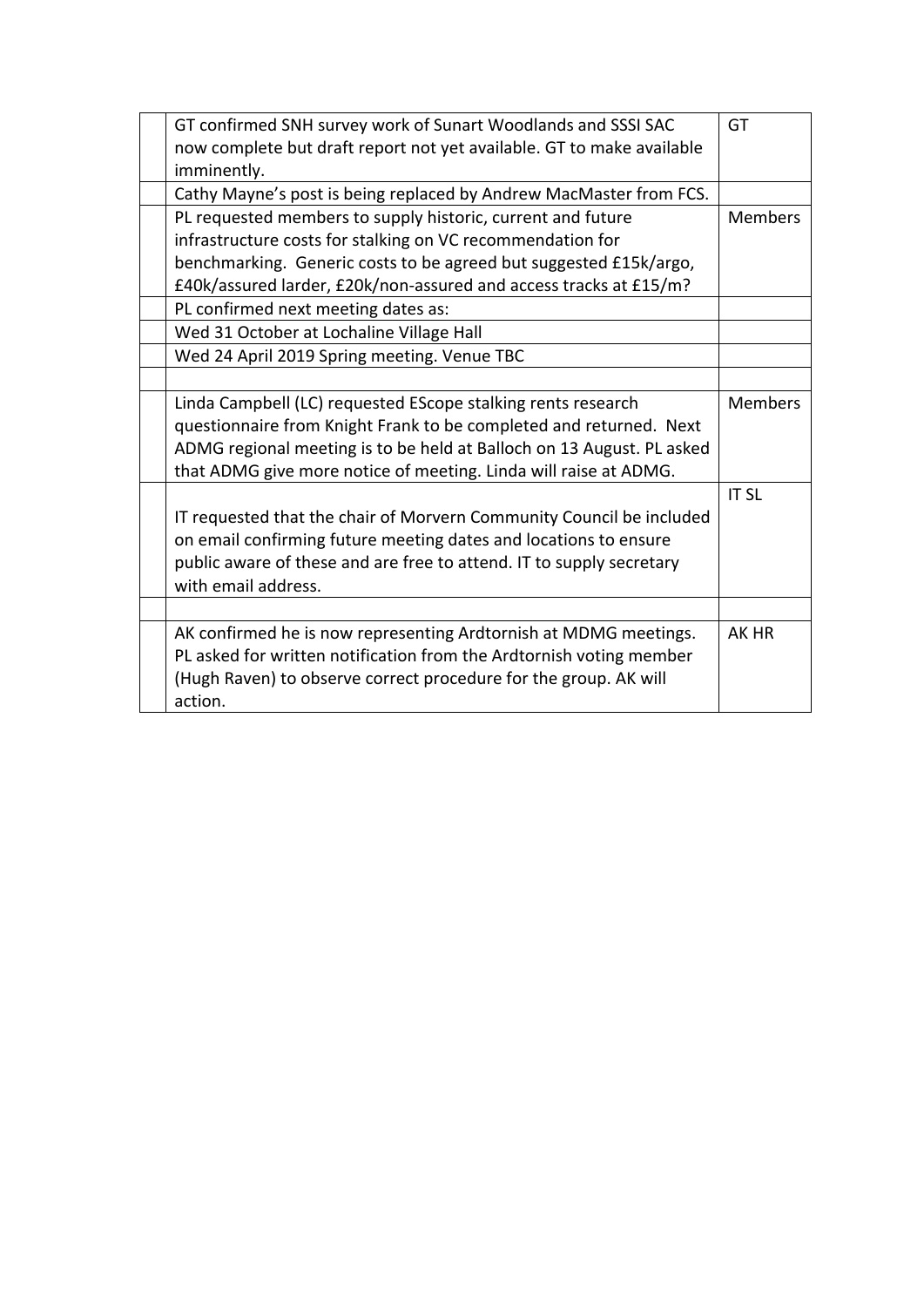| | | |
|---|---|---|
| | GT confirmed SNH survey work of Sunart Woodlands and SSSI SAC now complete but draft report not yet available. GT to make available imminently. | GT |
| | Cathy Mayne's post is being replaced by Andrew MacMaster from FCS. | |
| | PL requested members to supply historic, current and future infrastructure costs for stalking on VC recommendation for benchmarking. Generic costs to be agreed but suggested £15k/argo, £40k/assured larder, £20k/non-assured and access tracks at £15/m? | Members |
| | PL confirmed next meeting dates as: | |
| | Wed 31 October at Lochaline Village Hall | |
| | Wed 24 April 2019 Spring meeting. Venue TBC | |
| | | |
| | Linda Campbell (LC) requested EScope stalking rents research questionnaire from Knight Frank to be completed and returned. Next ADMG regional meeting is to be held at Balloch on 13 August. PL asked that ADMG give more notice of meeting. Linda will raise at ADMG. | Members |
| | IT requested that the chair of Morvern Community Council be included on email confirming future meeting dates and locations to ensure public aware of these and are free to attend. IT to supply secretary with email address. | IT SL |
| | | |
| | AK confirmed he is now representing Ardtornish at MDMG meetings. PL asked for written notification from the Ardtornish voting member (Hugh Raven) to observe correct procedure for the group. AK will action. | AK HR |